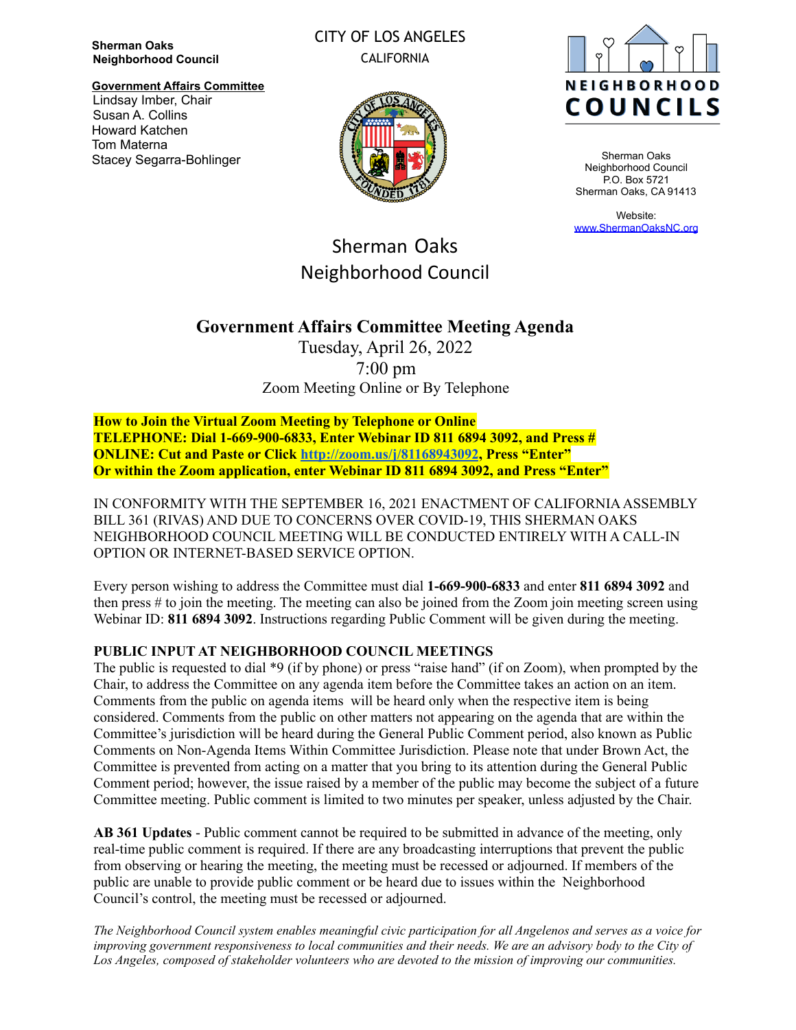**Sherman Oaks Neighborhood Council**

**Government Affairs Committee**
Lindsay Imber, Chair
Susan A. Collins
Howard Katchen
Tom Materna
Stacey Segarra-Bohlinger

CITY OF LOS ANGELES
CALIFORNIA

NEIGHBORHOOD COUNCILS

Sherman Oaks Neighborhood Council
P.O. Box 5721
Sherman Oaks, CA 91413

Website:
www.ShermanOaksNC.org

# Sherman Oaks Neighborhood Council

## Government Affairs Committee Meeting Agenda

Tuesday, April 26, 2022
7:00 pm
Zoom Meeting Online or By Telephone

**How to Join the Virtual Zoom Meeting by Telephone or Online**
**TELEPHONE: Dial 1-669-900-6833, Enter Webinar ID 811 6894 3092, and Press #**
**ONLINE: Cut and Paste or Click http://zoom.us/j/81168943092, Press "Enter"**
**Or within the Zoom application, enter Webinar ID 811 6894 3092, and Press "Enter"**

IN CONFORMITY WITH THE SEPTEMBER 16, 2021 ENACTMENT OF CALIFORNIA ASSEMBLY BILL 361 (RIVAS) AND DUE TO CONCERNS OVER COVID-19, THIS SHERMAN OAKS NEIGHBORHOOD COUNCIL MEETING WILL BE CONDUCTED ENTIRELY WITH A CALL-IN OPTION OR INTERNET-BASED SERVICE OPTION.

Every person wishing to address the Committee must dial **1-669-900-6833** and enter **811 6894 3092** and then press # to join the meeting. The meeting can also be joined from the Zoom join meeting screen using Webinar ID: **811 6894 3092**. Instructions regarding Public Comment will be given during the meeting.

**PUBLIC INPUT AT NEIGHBORHOOD COUNCIL MEETINGS**
The public is requested to dial *9 (if by phone) or press "raise hand" (if on Zoom), when prompted by the Chair, to address the Committee on any agenda item before the Committee takes an action on an item. Comments from the public on agenda items will be heard only when the respective item is being considered. Comments from the public on other matters not appearing on the agenda that are within the Committee's jurisdiction will be heard during the General Public Comment period, also known as Public Comments on Non-Agenda Items Within Committee Jurisdiction. Please note that under Brown Act, the Committee is prevented from acting on a matter that you bring to its attention during the General Public Comment period; however, the issue raised by a member of the public may become the subject of a future Committee meeting. Public comment is limited to two minutes per speaker, unless adjusted by the Chair.

**AB 361 Updates** - Public comment cannot be required to be submitted in advance of the meeting, only real-time public comment is required. If there are any broadcasting interruptions that prevent the public from observing or hearing the meeting, the meeting must be recessed or adjourned. If members of the public are unable to provide public comment or be heard due to issues within the Neighborhood Council's control, the meeting must be recessed or adjourned.

*The Neighborhood Council system enables meaningful civic participation for all Angelenos and serves as a voice for improving government responsiveness to local communities and their needs. We are an advisory body to the City of Los Angeles, composed of stakeholder volunteers who are devoted to the mission of improving our communities.*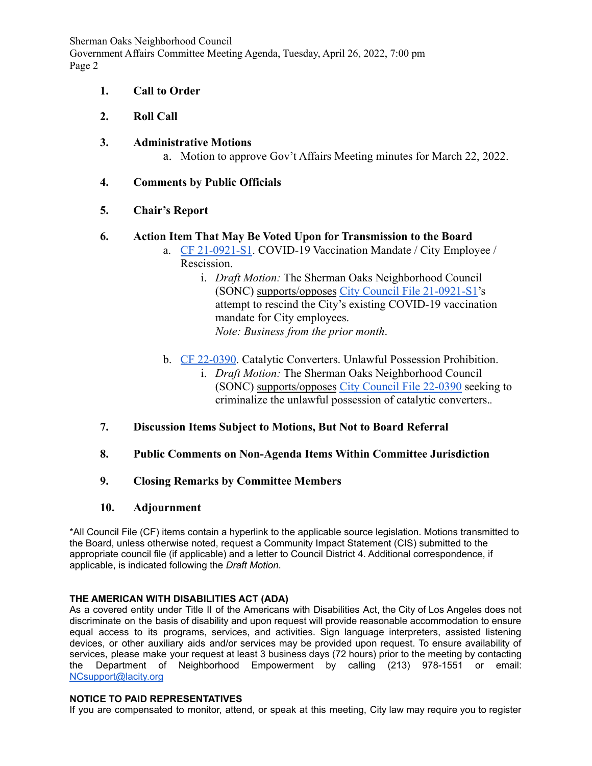1. **Call to Order**

2. **Roll Call**

3. **Administrative Motions**
   a. Motion to approve Gov't Affairs Meeting minutes for March 22, 2022.

4. **Comments by Public Officials**

5. **Chair's Report**

6. **Action Item That May Be Voted Upon for Transmission to the Board**
   a. CF 21-0921-S1. COVID-19 Vaccination Mandate / City Employee / Rescission.
      i. *Draft Motion:* The Sherman Oaks Neighborhood Council (SONC) supports/opposes City Council File 21-0921-S1's attempt to rescind the City's existing COVID-19 vaccination mandate for City employees.
      *Note: Business from the prior month*.

   b. CF 22-0390. Catalytic Converters. Unlawful Possession Prohibition.
      i. *Draft Motion:* The Sherman Oaks Neighborhood Council (SONC) supports/opposes City Council File 22-0390 seeking to criminalize the unlawful possession of catalytic converters..

7. **Discussion Items Subject to Motions, But Not to Board Referral**

8. **Public Comments on Non-Agenda Items Within Committee Jurisdiction**

9. **Closing Remarks by Committee Members**

10. **Adjournment**

*All Council File (CF) items contain a hyperlink to the applicable source legislation. Motions transmitted to the Board, unless otherwise noted, request a Community Impact Statement (CIS) submitted to the appropriate council file (if applicable) and a letter to Council District 4. Additional correspondence, if applicable, is indicated following the *Draft Motion*.

**THE AMERICAN WITH DISABILITIES ACT (ADA)**
As a covered entity under Title II of the Americans with Disabilities Act, the City of Los Angeles does not discriminate on the basis of disability and upon request will provide reasonable accommodation to ensure equal access to its programs, services, and activities. Sign language interpreters, assisted listening devices, or other auxiliary aids and/or services may be provided upon request. To ensure availability of services, please make your request at least 3 business days (72 hours) prior to the meeting by contacting the Department of Neighborhood Empowerment by calling (213) 978-1551 or email: NCsupport@lacity.org

**NOTICE TO PAID REPRESENTATIVES**
If you are compensated to monitor, attend, or speak at this meeting, City law may require you to register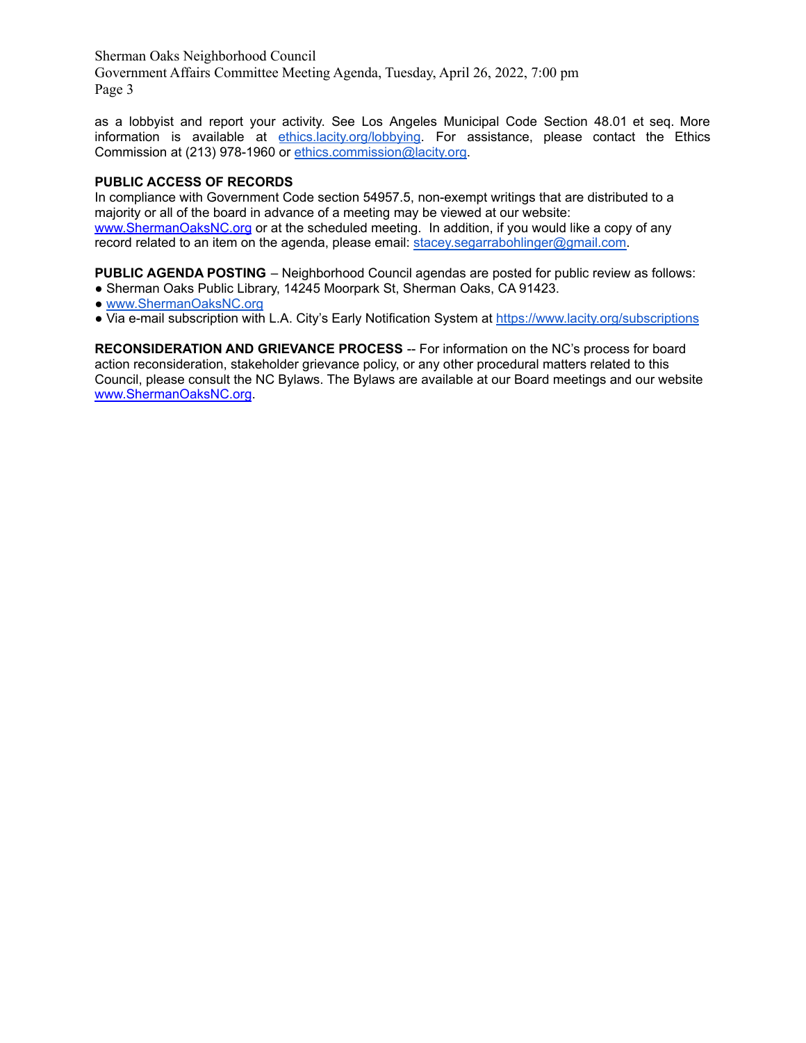as a lobbyist and report your activity. See Los Angeles Municipal Code Section 48.01 et seq. More information is available at ethics.lacity.org/lobbying. For assistance, please contact the Ethics Commission at (213) 978-1960 or ethics.commission@lacity.org.

**PUBLIC ACCESS OF RECORDS**
In compliance with Government Code section 54957.5, non-exempt writings that are distributed to a majority or all of the board in advance of a meeting may be viewed at our website: www.ShermanOaksNC.org or at the scheduled meeting. In addition, if you would like a copy of any record related to an item on the agenda, please email: stacey.segarrabohlinger@gmail.com.

**PUBLIC AGENDA POSTING** – Neighborhood Council agendas are posted for public review as follows:

- Sherman Oaks Public Library, 14245 Moorpark St, Sherman Oaks, CA 91423.
- www.ShermanOaksNC.org
- Via e-mail subscription with L.A. City's Early Notification System at https://www.lacity.org/subscriptions

**RECONSIDERATION AND GRIEVANCE PROCESS** -- For information on the NC's process for board action reconsideration, stakeholder grievance policy, or any other procedural matters related to this Council, please consult the NC Bylaws. The Bylaws are available at our Board meetings and our website www.ShermanOaksNC.org.